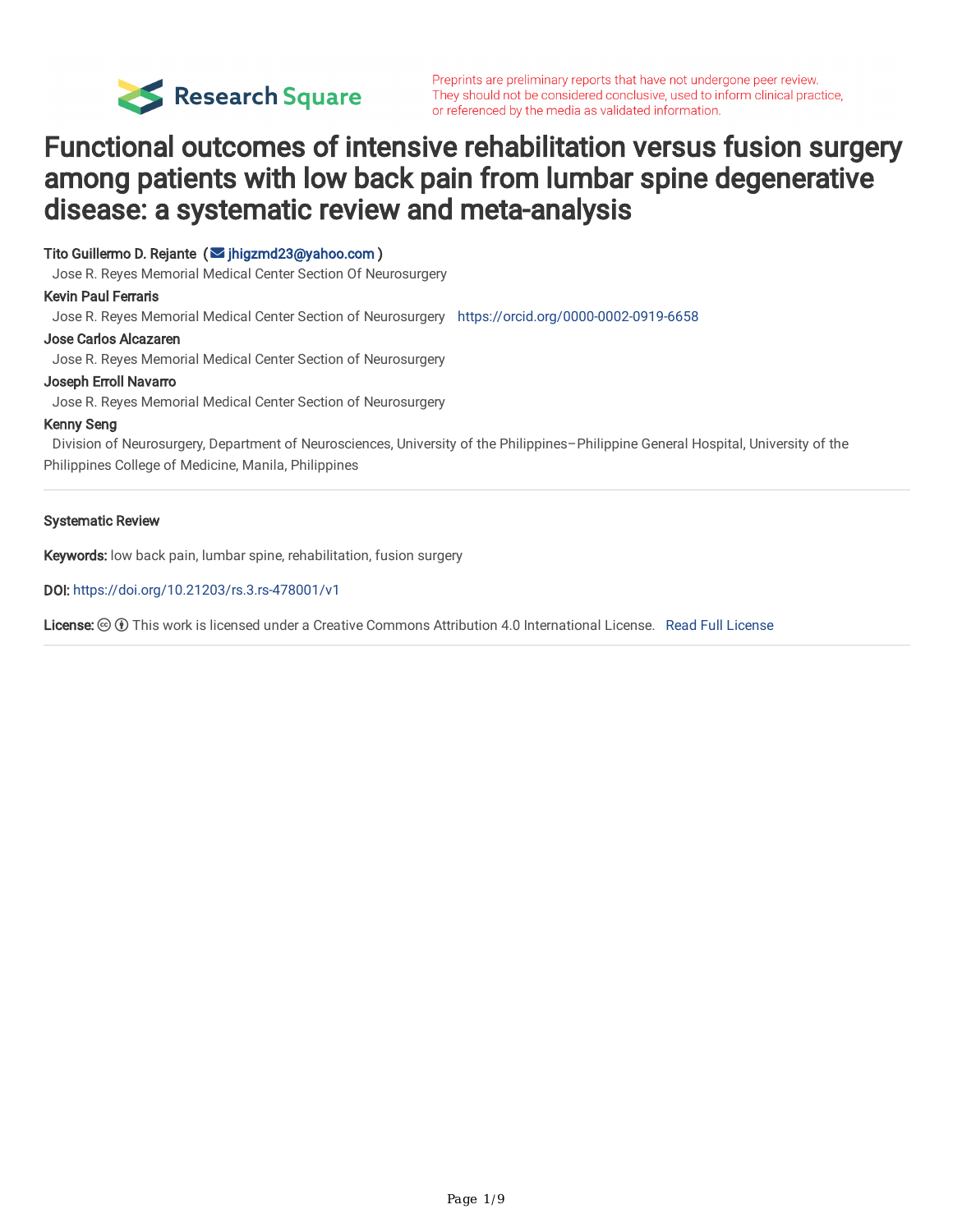Preprints are preliminary reports that have not undergone peer review. They should not be considered conclusive, used to inform clinical practice, or referenced by the media as validated information.

# Functional outcomes of intensive rehabilitation versus fusion surgery among patients with low back pain from lumbar spine degenerative disease: a systematic review and meta-analysis

**Tito Guillermo D. Rejante** (jhigzmd23@yahoo.com)
Jose R. Reyes Memorial Medical Center Section Of Neurosurgery

**Kevin Paul Ferraris**
Jose R. Reyes Memorial Medical Center Section of Neurosurgery https://orcid.org/0000-0002-0919-6658

**Jose Carlos Alcazaren**
Jose R. Reyes Memorial Medical Center Section of Neurosurgery

**Joseph Erroll Navarro**
Jose R. Reyes Memorial Medical Center Section of Neurosurgery

**Kenny Seng**
Division of Neurosurgery, Department of Neurosciences, University of the Philippines–Philippine General Hospital, University of the Philippines College of Medicine, Manila, Philippines

---

**Systematic Review**

**Keywords:** low back pain, lumbar spine, rehabilitation, fusion surgery

**DOI:** https://doi.org/10.21203/rs.3.rs-478001/v1

**License:** This work is licensed under a Creative Commons Attribution 4.0 International License. Read Full License

---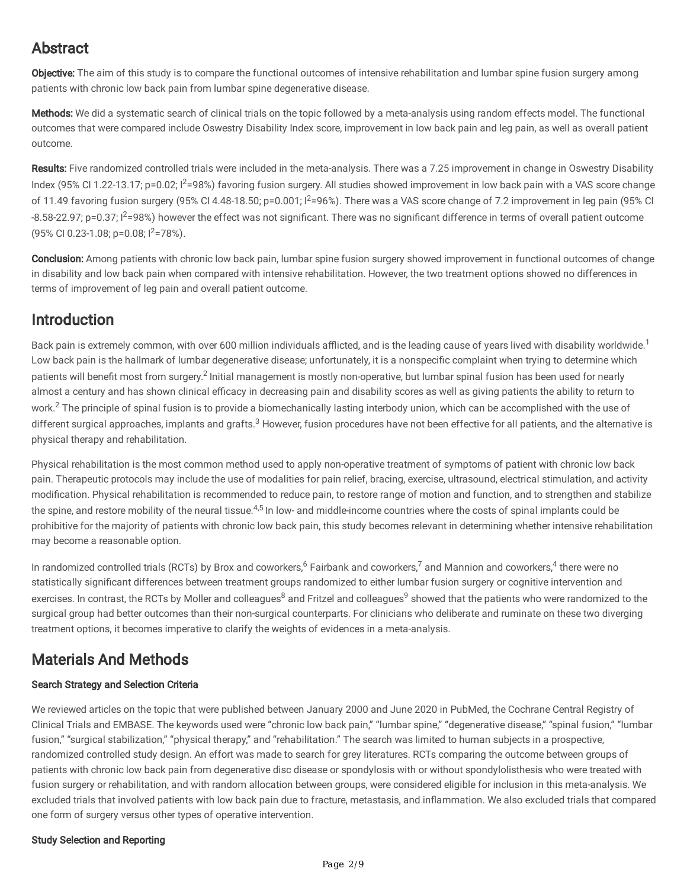## Abstract

**Objective:** The aim of this study is to compare the functional outcomes of intensive rehabilitation and lumbar spine fusion surgery among patients with chronic low back pain from lumbar spine degenerative disease.

**Methods:** We did a systematic search of clinical trials on the topic followed by a meta-analysis using random effects model. The functional outcomes that were compared include Oswestry Disability Index score, improvement in low back pain and leg pain, as well as overall patient outcome.

**Results:** Five randomized controlled trials were included in the meta-analysis. There was a 7.25 improvement in change in Oswestry Disability Index (95% CI 1.22-13.17; p=0.02; $I^2$=98%) favoring fusion surgery. All studies showed improvement in low back pain with a VAS score change of 11.49 favoring fusion surgery (95% CI 4.48-18.50; p=0.001; $I^2$=96%). There was a VAS score change of 7.2 improvement in leg pain (95% CI -8.58-22.97; p=0.37; $I^2$=98%) however the effect was not significant. There was no significant difference in terms of overall patient outcome (95% CI 0.23-1.08; p=0.08; $I^2$=78%).

**Conclusion:** Among patients with chronic low back pain, lumbar spine fusion surgery showed improvement in functional outcomes of change in disability and low back pain when compared with intensive rehabilitation. However, the two treatment options showed no differences in terms of improvement of leg pain and overall patient outcome.

## Introduction

Back pain is extremely common, with over 600 million individuals afflicted, and is the leading cause of years lived with disability worldwide.[1] Low back pain is the hallmark of lumbar degenerative disease; unfortunately, it is a nonspecific complaint when trying to determine which patients will benefit most from surgery.[2] Initial management is mostly non-operative, but lumbar spinal fusion has been used for nearly almost a century and has shown clinical efficacy in decreasing pain and disability scores as well as giving patients the ability to return to work.[2] The principle of spinal fusion is to provide a biomechanically lasting interbody union, which can be accomplished with the use of different surgical approaches, implants and grafts.[3] However, fusion procedures have not been effective for all patients, and the alternative is physical therapy and rehabilitation.

Physical rehabilitation is the most common method used to apply non-operative treatment of symptoms of patient with chronic low back pain. Therapeutic protocols may include the use of modalities for pain relief, bracing, exercise, ultrasound, electrical stimulation, and activity modification. Physical rehabilitation is recommended to reduce pain, to restore range of motion and function, and to strengthen and stabilize the spine, and restore mobility of the neural tissue.[4,5] In low- and middle-income countries where the costs of spinal implants could be prohibitive for the majority of patients with chronic low back pain, this study becomes relevant in determining whether intensive rehabilitation may become a reasonable option.

In randomized controlled trials (RCTs) by Brox and coworkers,[6] Fairbank and coworkers,[7] and Mannion and coworkers,[4] there were no statistically significant differences between treatment groups randomized to either lumbar fusion surgery or cognitive intervention and exercises. In contrast, the RCTs by Moller and colleagues[8] and Fritzel and colleagues[9] showed that the patients who were randomized to the surgical group had better outcomes than their non-surgical counterparts. For clinicians who deliberate and ruminate on these two diverging treatment options, it becomes imperative to clarify the weights of evidences in a meta-analysis.

## Materials And Methods

### Search Strategy and Selection Criteria

We reviewed articles on the topic that were published between January 2000 and June 2020 in PubMed, the Cochrane Central Registry of Clinical Trials and EMBASE. The keywords used were "chronic low back pain," "lumbar spine," "degenerative disease," "spinal fusion," "lumbar fusion," "surgical stabilization," "physical therapy," and "rehabilitation." The search was limited to human subjects in a prospective, randomized controlled study design. An effort was made to search for grey literatures. RCTs comparing the outcome between groups of patients with chronic low back pain from degenerative disc disease or spondylosis with or without spondylolisthesis who were treated with fusion surgery or rehabilitation, and with random allocation between groups, were considered eligible for inclusion in this meta-analysis. We excluded trials that involved patients with low back pain due to fracture, metastasis, and inflammation. We also excluded trials that compared one form of surgery versus other types of operative intervention.

### Study Selection and Reporting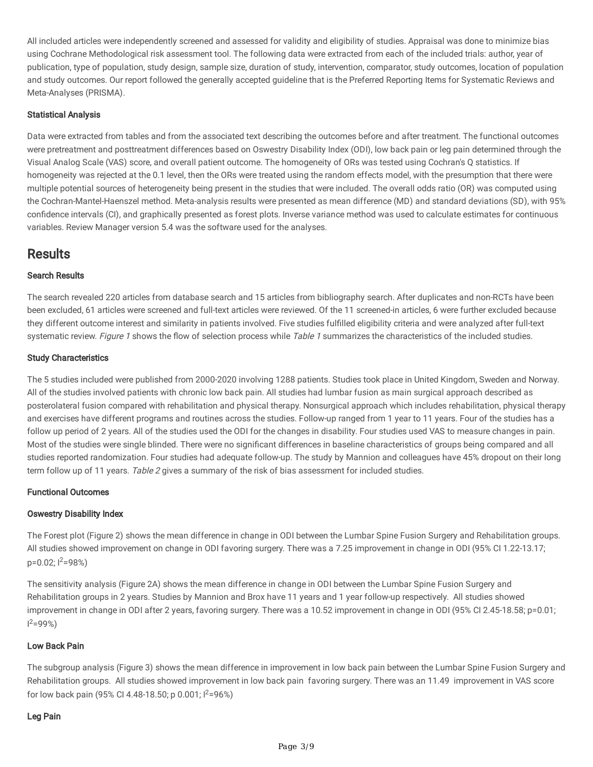All included articles were independently screened and assessed for validity and eligibility of studies. Appraisal was done to minimize bias using Cochrane Methodological risk assessment tool. The following data were extracted from each of the included trials: author, year of publication, type of population, study design, sample size, duration of study, intervention, comparator, study outcomes, location of population and study outcomes. Our report followed the generally accepted guideline that is the Preferred Reporting Items for Systematic Reviews and Meta-Analyses (PRISMA).

#### Statistical Analysis

Data were extracted from tables and from the associated text describing the outcomes before and after treatment. The functional outcomes were pretreatment and posttreatment differences based on Oswestry Disability Index (ODI), low back pain or leg pain determined through the Visual Analog Scale (VAS) score, and overall patient outcome. The homogeneity of ORs was tested using Cochran's Q statistics. If homogeneity was rejected at the 0.1 level, then the ORs were treated using the random effects model, with the presumption that there were multiple potential sources of heterogeneity being present in the studies that were included. The overall odds ratio (OR) was computed using the Cochran-Mantel-Haenszel method. Meta-analysis results were presented as mean difference (MD) and standard deviations (SD), with 95% confidence intervals (CI), and graphically presented as forest plots. Inverse variance method was used to calculate estimates for continuous variables. Review Manager version 5.4 was the software used for the analyses.

## Results

#### Search Results

The search revealed 220 articles from database search and 15 articles from bibliography search. After duplicates and non-RCTs have been been excluded, 61 articles were screened and full-text articles were reviewed. Of the 11 screened-in articles, 6 were further excluded because they different outcome interest and similarity in patients involved. Five studies fulfilled eligibility criteria and were analyzed after full-text systematic review. *Figure 1* shows the flow of selection process while *Table 1* summarizes the characteristics of the included studies.

#### Study Characteristics

The 5 studies included were published from 2000-2020 involving 1288 patients. Studies took place in United Kingdom, Sweden and Norway. All of the studies involved patients with chronic low back pain. All studies had lumbar fusion as main surgical approach described as posterolateral fusion compared with rehabilitation and physical therapy. Nonsurgical approach which includes rehabilitation, physical therapy and exercises have different programs and routines across the studies. Follow-up ranged from 1 year to 11 years. Four of the studies has a follow up period of 2 years. All of the studies used the ODI for the changes in disability. Four studies used VAS to measure changes in pain. Most of the studies were single blinded. There were no significant differences in baseline characteristics of groups being compared and all studies reported randomization. Four studies had adequate follow-up. The study by Mannion and colleagues have 45% dropout on their long term follow up of 11 years. *Table 2* gives a summary of the risk of bias assessment for included studies.

#### Functional Outcomes

#### Oswestry Disability Index

The Forest plot (Figure 2) shows the mean difference in change in ODI between the Lumbar Spine Fusion Surgery and Rehabilitation groups. All studies showed improvement on change in ODI favoring surgery. There was a 7.25 improvement in change in ODI (95% CI 1.22-13.17; p=0.02; $I^2$=98%)

The sensitivity analysis (Figure 2A) shows the mean difference in change in ODI between the Lumbar Spine Fusion Surgery and Rehabilitation groups in 2 years. Studies by Mannion and Brox have 11 years and 1 year follow-up respectively. All studies showed improvement in change in ODI after 2 years, favoring surgery. There was a 10.52 improvement in change in ODI (95% CI 2.45-18.58; p=0.01; $I^2$=99%)

#### Low Back Pain

The subgroup analysis (Figure 3) shows the mean difference in improvement in low back pain between the Lumbar Spine Fusion Surgery and Rehabilitation groups. All studies showed improvement in low back pain favoring surgery. There was an 11.49 improvement in VAS score for low back pain (95% CI 4.48-18.50; p 0.001; $I^2$=96%)

#### Leg Pain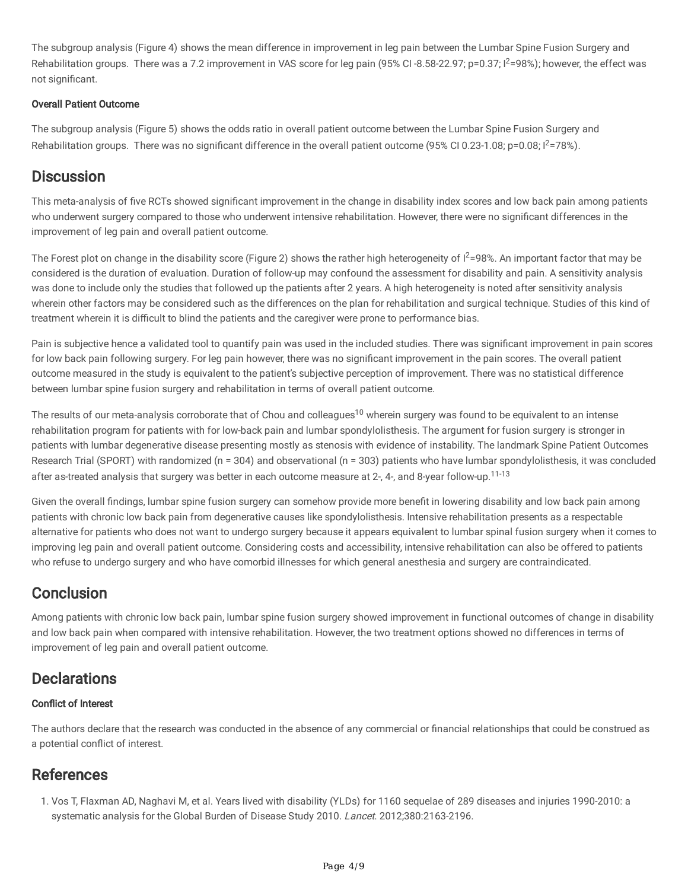The subgroup analysis (Figure 4) shows the mean difference in improvement in leg pain between the Lumbar Spine Fusion Surgery and Rehabilitation groups. There was a 7.2 improvement in VAS score for leg pain (95% CI -8.58-22.97; p=0.37; $I^2$=98%); however, the effect was not significant.

**Overall Patient Outcome**

The subgroup analysis (Figure 5) shows the odds ratio in overall patient outcome between the Lumbar Spine Fusion Surgery and Rehabilitation groups. There was no significant difference in the overall patient outcome (95% CI 0.23-1.08; p=0.08; $I^2$=78%).

## Discussion

This meta-analysis of five RCTs showed significant improvement in the change in disability index scores and low back pain among patients who underwent surgery compared to those who underwent intensive rehabilitation. However, there were no significant differences in the improvement of leg pain and overall patient outcome.

The Forest plot on change in the disability score (Figure 2) shows the rather high heterogeneity of $I^2$=98%. An important factor that may be considered is the duration of evaluation. Duration of follow-up may confound the assessment for disability and pain. A sensitivity analysis was done to include only the studies that followed up the patients after 2 years. A high heterogeneity is noted after sensitivity analysis wherein other factors may be considered such as the differences on the plan for rehabilitation and surgical technique. Studies of this kind of treatment wherein it is difficult to blind the patients and the caregiver were prone to performance bias.

Pain is subjective hence a validated tool to quantify pain was used in the included studies. There was significant improvement in pain scores for low back pain following surgery. For leg pain however, there was no significant improvement in the pain scores. The overall patient outcome measured in the study is equivalent to the patient's subjective perception of improvement. There was no statistical difference between lumbar spine fusion surgery and rehabilitation in terms of overall patient outcome.

The results of our meta-analysis corroborate that of Chou and colleagues[10] wherein surgery was found to be equivalent to an intense rehabilitation program for patients with for low-back pain and lumbar spondylolisthesis. The argument for fusion surgery is stronger in patients with lumbar degenerative disease presenting mostly as stenosis with evidence of instability. The landmark Spine Patient Outcomes Research Trial (SPORT) with randomized (n = 304) and observational (n = 303) patients who have lumbar spondylolisthesis, it was concluded after as-treated analysis that surgery was better in each outcome measure at 2-, 4-, and 8-year follow-up.[11-13]

Given the overall findings, lumbar spine fusion surgery can somehow provide more benefit in lowering disability and low back pain among patients with chronic low back pain from degenerative causes like spondylolisthesis. Intensive rehabilitation presents as a respectable alternative for patients who does not want to undergo surgery because it appears equivalent to lumbar spinal fusion surgery when it comes to improving leg pain and overall patient outcome. Considering costs and accessibility, intensive rehabilitation can also be offered to patients who refuse to undergo surgery and who have comorbid illnesses for which general anesthesia and surgery are contraindicated.

## Conclusion

Among patients with chronic low back pain, lumbar spine fusion surgery showed improvement in functional outcomes of change in disability and low back pain when compared with intensive rehabilitation. However, the two treatment options showed no differences in terms of improvement of leg pain and overall patient outcome.

## Declarations

**Conflict of Interest**

The authors declare that the research was conducted in the absence of any commercial or financial relationships that could be construed as a potential conflict of interest.

## References

1. Vos T, Flaxman AD, Naghavi M, et al. Years lived with disability (YLDs) for 1160 sequelae of 289 diseases and injuries 1990-2010: a systematic analysis for the Global Burden of Disease Study 2010. *Lancet*. 2012;380:2163-2196.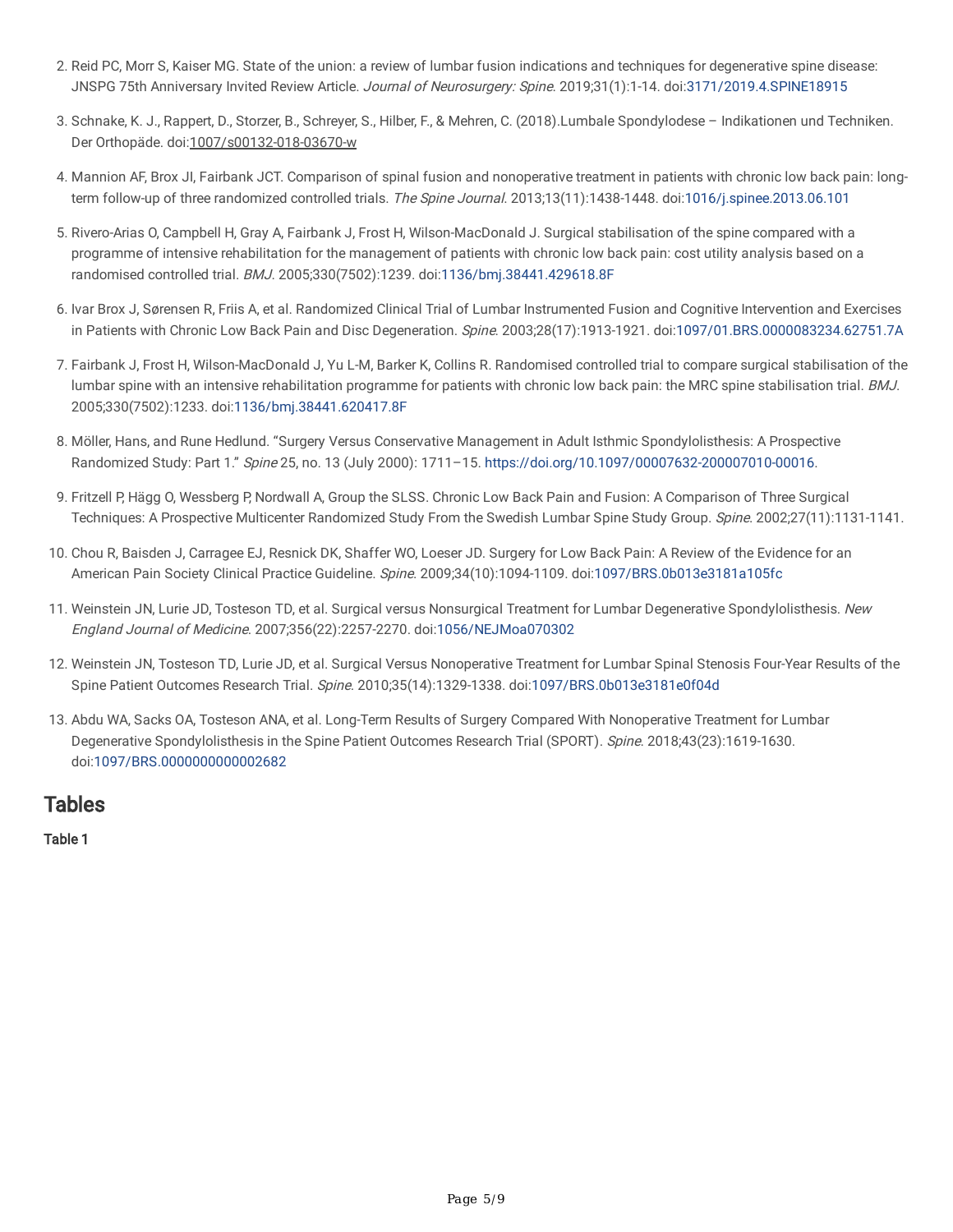2. Reid PC, Morr S, Kaiser MG. State of the union: a review of lumbar fusion indications and techniques for degenerative spine disease: JNSPG 75th Anniversary Invited Review Article. *Journal of Neurosurgery: Spine*. 2019;31(1):1-14. doi:3171/2019.4.SPINE18915

3. Schnake, K. J., Rappert, D., Storzer, B., Schreyer, S., Hilber, F., & Mehren, C. (2018).Lumbale Spondylodese – Indikationen und Techniken. Der Orthopäde. doi:1007/s00132-018-03670-w

4. Mannion AF, Brox JI, Fairbank JCT. Comparison of spinal fusion and nonoperative treatment in patients with chronic low back pain: long-term follow-up of three randomized controlled trials. *The Spine Journal*. 2013;13(11):1438-1448. doi:1016/j.spinee.2013.06.101

5. Rivero-Arias O, Campbell H, Gray A, Fairbank J, Frost H, Wilson-MacDonald J. Surgical stabilisation of the spine compared with a programme of intensive rehabilitation for the management of patients with chronic low back pain: cost utility analysis based on a randomised controlled trial. *BMJ*. 2005;330(7502):1239. doi:1136/bmj.38441.429618.8F

6. Ivar Brox J, Sørensen R, Friis A, et al. Randomized Clinical Trial of Lumbar Instrumented Fusion and Cognitive Intervention and Exercises in Patients with Chronic Low Back Pain and Disc Degeneration. *Spine*. 2003;28(17):1913-1921. doi:1097/01.BRS.0000083234.62751.7A

7. Fairbank J, Frost H, Wilson-MacDonald J, Yu L-M, Barker K, Collins R. Randomised controlled trial to compare surgical stabilisation of the lumbar spine with an intensive rehabilitation programme for patients with chronic low back pain: the MRC spine stabilisation trial. *BMJ*. 2005;330(7502):1233. doi:1136/bmj.38441.620417.8F

8. Möller, Hans, and Rune Hedlund. "Surgery Versus Conservative Management in Adult Isthmic Spondylolisthesis: A Prospective Randomized Study: Part 1." *Spine* 25, no. 13 (July 2000): 1711–15. https://doi.org/10.1097/00007632-200007010-00016.

9. Fritzell P, Hägg O, Wessberg P, Nordwall A, Group the SLSS. Chronic Low Back Pain and Fusion: A Comparison of Three Surgical Techniques: A Prospective Multicenter Randomized Study From the Swedish Lumbar Spine Study Group. *Spine*. 2002;27(11):1131-1141.

10. Chou R, Baisden J, Carragee EJ, Resnick DK, Shaffer WO, Loeser JD. Surgery for Low Back Pain: A Review of the Evidence for an American Pain Society Clinical Practice Guideline. *Spine*. 2009;34(10):1094-1109. doi:1097/BRS.0b013e3181a105fc

11. Weinstein JN, Lurie JD, Tosteson TD, et al. Surgical versus Nonsurgical Treatment for Lumbar Degenerative Spondylolisthesis. *New England Journal of Medicine*. 2007;356(22):2257-2270. doi:1056/NEJMoa070302

12. Weinstein JN, Tosteson TD, Lurie JD, et al. Surgical Versus Nonoperative Treatment for Lumbar Spinal Stenosis Four-Year Results of the Spine Patient Outcomes Research Trial. *Spine*. 2010;35(14):1329-1338. doi:1097/BRS.0b013e3181e0f04d

13. Abdu WA, Sacks OA, Tosteson ANA, et al. Long-Term Results of Surgery Compared With Nonoperative Treatment for Lumbar Degenerative Spondylolisthesis in the Spine Patient Outcomes Research Trial (SPORT). *Spine*. 2018;43(23):1619-1630. doi:1097/BRS.0000000000002682

## Tables

**Table 1**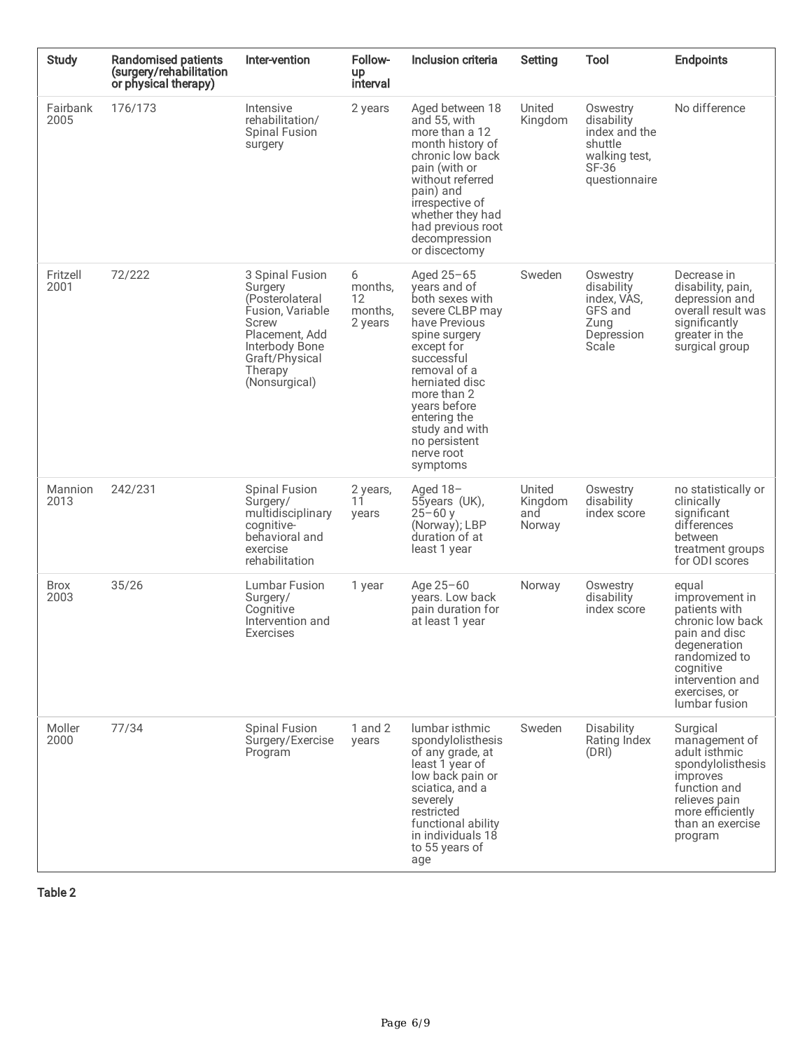| Study | Randomised patients (surgery/rehabilitation or physical therapy) | Inter-vention | Follow-up interval | Inclusion criteria | Setting | Tool | Endpoints |
|---|---|---|---|---|---|---|---|
| Fairbank 2005 | 176/173 | Intensive rehabilitation/ Spinal Fusion surgery | 2 years | Aged between 18 and 55, with more than a 12 month history of chronic low back pain (with or without referred pain) and irrespective of whether they had had previous root decompression or discectomy | United Kingdom | Oswestry disability index and the shuttle walking test, SF-36 questionnaire | No difference |
| Fritzell 2001 | 72/222 | 3 Spinal Fusion Surgery (Posterolateral Fusion, Variable Screw Placement, Add Interbody Bone Graft/Physical Therapy (Nonsurgical) | 6 months, 12 months, 2 years | Aged 25–65 years and of both sexes with severe CLBP may have Previous spine surgery except for successful removal of a herniated disc more than 2 years before entering the study and with no persistent nerve root symptoms | Sweden | Oswestry disability index, VAS, GFS and Zung Depression Scale | Decrease in disability, pain, depression and overall result was significantly greater in the surgical group |
| Mannion 2013 | 242/231 | Spinal Fusion Surgery/ multidisciplinary cognitive-behavioral and exercise rehabilitation | 2 years, 11 years | Aged 18–55years (UK), 25–60 y (Norway); LBP duration of at least 1 year | United Kingdom and Norway | Oswestry disability index score | no statistically or clinically significant differences between treatment groups for ODI scores |
| Brox 2003 | 35/26 | Lumbar Fusion Surgery/ Cognitive Intervention and Exercises | 1 year | Age 25–60 years. Low back pain duration for at least 1 year | Norway | Oswestry disability index score | equal improvement in patients with chronic low back pain and disc degeneration randomized to cognitive intervention and exercises, or lumbar fusion |
| Moller 2000 | 77/34 | Spinal Fusion Surgery/Exercise Program | 1 and 2 years | lumbar isthmic spondylolisthesis of any grade, at least 1 year of low back pain or sciatica, and a severely restricted functional ability in individuals 18 to 55 years of age | Sweden | Disability Rating Index (DRI) | Surgical management of adult isthmic spondylolisthesis improves function and relieves pain more efficiently than an exercise program |

**Table 2**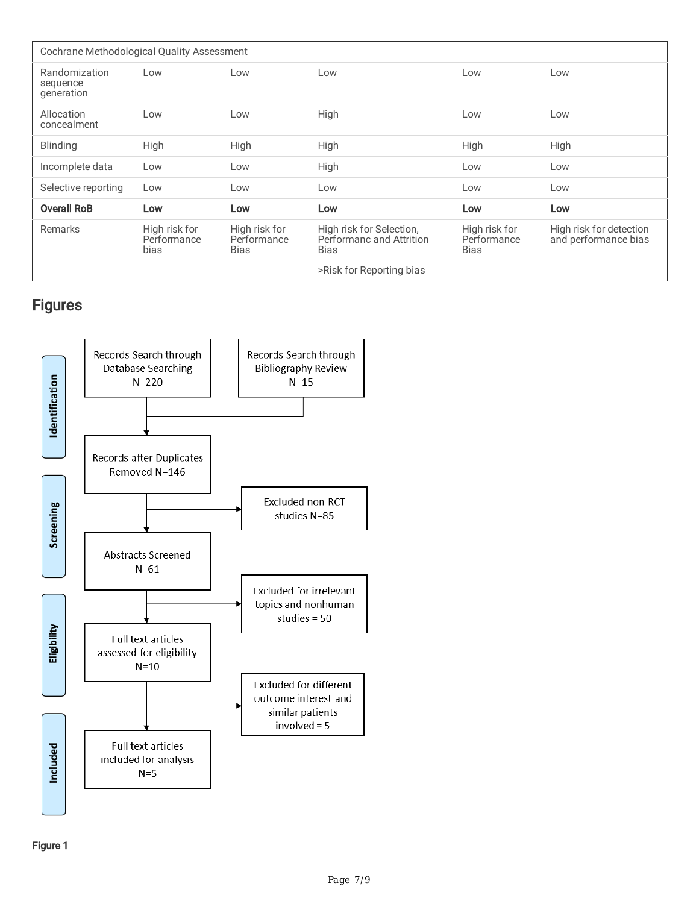| Cochrane Methodological Quality Assessment | | | | | |
|---|---|---|---|---|---|
| Randomization sequence generation | Low | Low | Low | Low | Low |
| Allocation concealment | Low | Low | High | Low | Low |
| Blinding | High | High | High | High | High |
| Incomplete data | Low | Low | High | Low | Low |
| Selective reporting | Low | Low | Low | Low | Low |
| **Overall RoB** | **Low** | **Low** | **Low** | **Low** | **Low** |
| Remarks | High risk for Performance bias | High risk for Performance Bias | High risk for Selection, Performanc and Attrition Bias >Risk for Reporting bias | High risk for Performance Bias | High risk for detection and performance bias |

## Figures

**Identification**

- Records Search through Database Searching N=220
- Records Search through Bibliography Review N=15
- Records after Duplicates Removed N=146

**Screening**

- Excluded non-RCT studies N=85
- Abstracts Screened N=61
- Excluded for irrelevant topics and nonhuman studies = 50

**Eligibility**

- Full text articles assessed for eligibility N=10
- Excluded for different outcome interest and similar patients involved = 5

**Included**

- Full text articles included for analysis N=5

Figure 1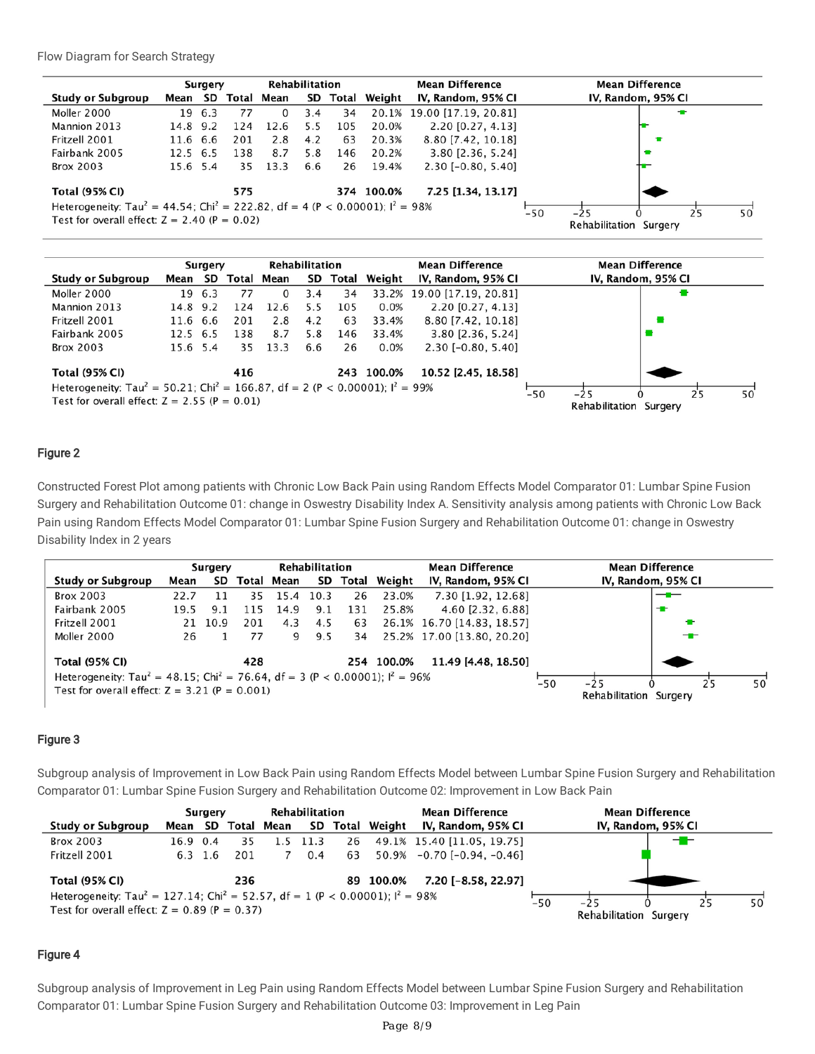Flow Diagram for Search Strategy

| Study or Subgroup | Surgery Mean | SD | Total | Rehabilitation Mean | SD | Total | Weight | Mean Difference IV, Random, 95% CI |
|---|---|---|---|---|---|---|---|---|
| Moller 2000 | 19 | 6.3 | 77 | 0 | 3.4 | 34 | 20.1% | 19.00 [17.19, 20.81] |
| Mannion 2013 | 14.8 | 9.2 | 124 | 12.6 | 5.5 | 105 | 20.0% | 2.20 [0.27, 4.13] |
| Fritzell 2001 | 11.6 | 6.6 | 201 | 2.8 | 4.2 | 63 | 20.3% | 8.80 [7.42, 10.18] |
| Fairbank 2005 | 12.5 | 6.5 | 138 | 8.7 | 5.8 | 146 | 20.2% | 3.80 [2.36, 5.24] |
| Brox 2003 | 15.6 | 5.4 | 35 | 13.3 | 6.6 | 26 | 19.4% | 2.30 [-0.80, 5.40] |
| **Total (95% CI)** | | | **575** | | | **374** | **100.0%** | **7.25 [1.34, 13.17]** |

Heterogeneity: $Tau^2 = 44.54$; $Chi^2 = 222.82$, $df = 4$ ($P < 0.00001$); $I^2 = 98\%$
Test for overall effect: $Z = 2.40$ ($P = 0.02$)

| Study or Subgroup | Surgery Mean | SD | Total | Rehabilitation Mean | SD | Total | Weight | Mean Difference IV, Random, 95% CI |
|---|---|---|---|---|---|---|---|---|
| Moller 2000 | 19 | 6.3 | 77 | 0 | 3.4 | 34 | 33.2% | 19.00 [17.19, 20.81] |
| Mannion 2013 | 14.8 | 9.2 | 124 | 12.6 | 5.5 | 105 | 0.0% | 2.20 [0.27, 4.13] |
| Fritzell 2001 | 11.6 | 6.6 | 201 | 2.8 | 4.2 | 63 | 33.4% | 8.80 [7.42, 10.18] |
| Fairbank 2005 | 12.5 | 6.5 | 138 | 8.7 | 5.8 | 146 | 33.4% | 3.80 [2.36, 5.24] |
| Brox 2003 | 15.6 | 5.4 | 35 | 13.3 | 6.6 | 26 | 0.0% | 2.30 [-0.80, 5.40] |
| **Total (95% CI)** | | | **416** | | | **243** | **100.0%** | **10.52 [2.45, 18.58]** |

Heterogeneity: $Tau^2 = 50.21$; $Chi^2 = 166.87$, $df = 2$ ($P < 0.00001$); $I^2 = 99\%$
Test for overall effect: $Z = 2.55$ ($P = 0.01$)

## Figure 2

Constructed Forest Plot among patients with Chronic Low Back Pain using Random Effects Model Comparator 01: Lumbar Spine Fusion Surgery and Rehabilitation Outcome 01: change in Oswestry Disability Index A. Sensitivity analysis among patients with Chronic Low Back Pain using Random Effects Model Comparator 01: Lumbar Spine Fusion Surgery and Rehabilitation Outcome 01: change in Oswestry Disability Index in 2 years

| Study or Subgroup | Surgery Mean | SD | Total | Rehabilitation Mean | SD | Total | Weight | Mean Difference IV, Random, 95% CI |
|---|---|---|---|---|---|---|---|---|
| Brox 2003 | 22.7 | 11 | 35 | 15.4 | 10.3 | 26 | 23.0% | 7.30 [1.92, 12.68] |
| Fairbank 2005 | 19.5 | 9.1 | 115 | 14.9 | 9.1 | 131 | 25.8% | 4.60 [2.32, 6.88] |
| Fritzell 2001 | 21 | 10.9 | 201 | 4.3 | 4.5 | 63 | 26.1% | 16.70 [14.83, 18.57] |
| Moller 2000 | 26 | 1 | 77 | 9 | 9.5 | 34 | 25.2% | 17.00 [13.80, 20.20] |
| **Total (95% CI)** | | | **428** | | | **254** | **100.0%** | **11.49 [4.48, 18.50]** |

Heterogeneity: $Tau^2 = 48.15$; $Chi^2 = 76.64$, $df = 3$ ($P < 0.00001$); $I^2 = 96\%$
Test for overall effect: $Z = 3.21$ ($P = 0.001$)

## Figure 3

Subgroup analysis of Improvement in Low Back Pain using Random Effects Model between Lumbar Spine Fusion Surgery and Rehabilitation Comparator 01: Lumbar Spine Fusion Surgery and Rehabilitation Outcome 02: Improvement in Low Back Pain

| Study or Subgroup | Surgery Mean | SD | Total | Rehabilitation Mean | SD | Total | Weight | Mean Difference IV, Random, 95% CI |
|---|---|---|---|---|---|---|---|---|
| Brox 2003 | 16.9 | 0.4 | 35 | 1.5 | 11.3 | 26 | 49.1% | 15.40 [11.05, 19.75] |
| Fritzell 2001 | 6.3 | 1.6 | 201 | 7 | 0.4 | 63 | 50.9% | -0.70 [-0.94, -0.46] |
| **Total (95% CI)** | | | **236** | | | **89** | **100.0%** | **7.20 [-8.58, 22.97]** |

Heterogeneity: $Tau^2 = 127.14$; $Chi^2 = 52.57$, $df = 1$ ($P < 0.00001$); $I^2 = 98\%$
Test for overall effect: $Z = 0.89$ ($P = 0.37$)

## Figure 4

Subgroup analysis of Improvement in Leg Pain using Random Effects Model between Lumbar Spine Fusion Surgery and Rehabilitation Comparator 01: Lumbar Spine Fusion Surgery and Rehabilitation Outcome 03: Improvement in Leg Pain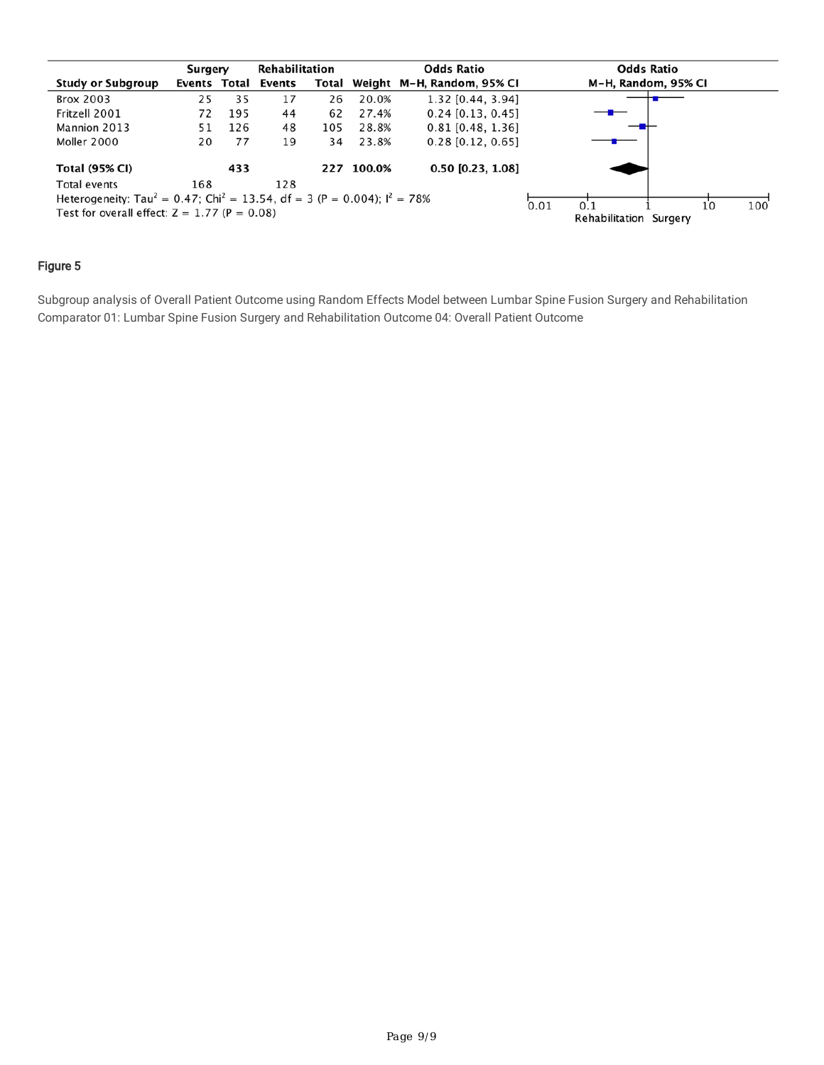| Study or Subgroup | Surgery Events | Surgery Total | Rehabilitation Events | Rehabilitation Total | Weight | Odds Ratio M-H, Random, 95% CI |
|---|---|---|---|---|---|---|
| Brox 2003 | 25 | 35 | 17 | 26 | 20.0% | 1.32 [0.44, 3.94] |
| Fritzell 2001 | 72 | 195 | 44 | 62 | 27.4% | 0.24 [0.13, 0.45] |
| Mannion 2013 | 51 | 126 | 48 | 105 | 28.8% | 0.81 [0.48, 1.36] |
| Moller 2000 | 20 | 77 | 19 | 34 | 23.8% | 0.28 [0.12, 0.65] |
| **Total (95% CI)** | | **433** | | **227** | **100.0%** | **0.50 [0.23, 1.08]** |
| Total events | 168 | | 128 | | | |

Heterogeneity: $Tau^2 = 0.47$; $Chi^2 = 13.54$, df = 3 (P = 0.004); $I^2 = 78\%$

Test for overall effect: Z = 1.77 (P = 0.08)

Odds Ratio
M-H, Random, 95% CI

0.01 0.1 1 10 100

Rehabilitation Surgery

**Figure 5**

Subgroup analysis of Overall Patient Outcome using Random Effects Model between Lumbar Spine Fusion Surgery and Rehabilitation Comparator 01: Lumbar Spine Fusion Surgery and Rehabilitation Outcome 04: Overall Patient Outcome